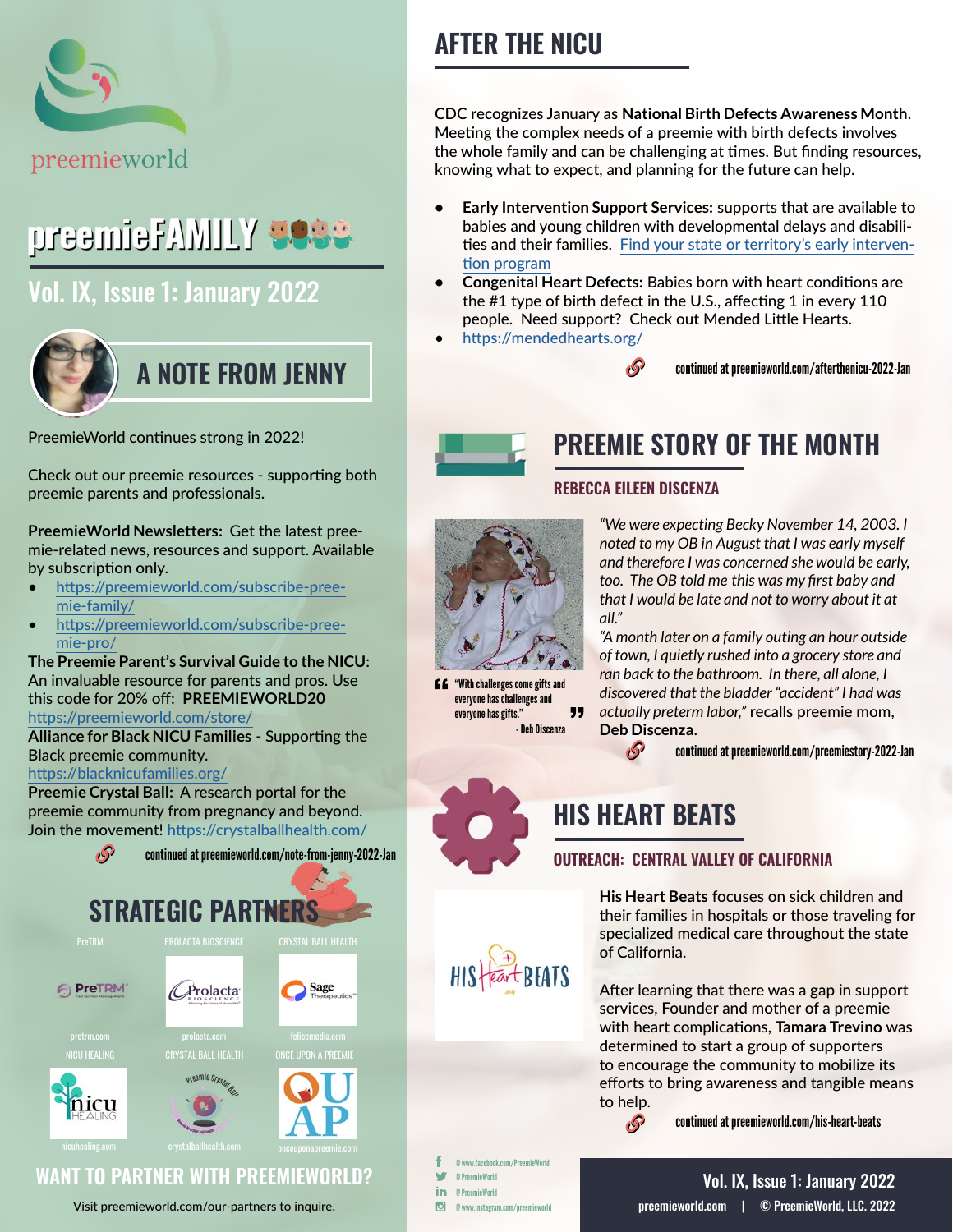preemieworld

# preemieFAMILY

## Vol. IX, Issue 1: January 2022

## A NOTE FROM JENNY

PreemieWorld continues strong in 2022!

Check out our preemie resources - supporting both preemie parents and professionals.

**PreemieWorld Newsletters:** Get the latest preemie-related news, resources and support. Available by subscription only.

- https://preemieworld.com/subscribe-preemie-family/
- https://preemieworld.com/subscribe-preemie-pro/

**The Preemie Parent's Survival Guide to the NICU**: An invaluable resource for parents and pros. Use this code for 20% off: **PREEMIEWORLD20**
https://preemieworld.com/store/

**Alliance for Black NICU Families** - Supporting the Black preemie community.
https://blacknicufamilies.org/

**Preemie Crystal Ball:** A research portal for the preemie community from pregnancy and beyond. Join the movement! https://crystalballhealth.com/

continued at preemieworld.com/note-from-jenny-2022-Jan

## STRATEGIC PARTNERS

| PreTRM | PROLACTA BIOSCIENCE | CRYSTAL BALL HEALTH |
|---|---|---|
| pretrm.com | prolacta.com | felicemedia.com |
| NICU HEALING | CRYSTAL BALL HEALTH | ONCE UPON A PREEMIE |
| nicuhealing.com | crystalballhealth.com | onceuponapreemie.com |

## WANT TO PARTNER WITH PREEMIEWORLD?

Visit preemieworld.com/our-partners to inquire.

## AFTER THE NICU

CDC recognizes January as **National Birth Defects Awareness Month**. Meeting the complex needs of a preemie with birth defects involves the whole family and can be challenging at times. But finding resources, knowing what to expect, and planning for the future can help.

- **Early Intervention Support Services:** supports that are available to babies and young children with developmental delays and disabilities and their families. Find your state or territory's early intervention program
- **Congenital Heart Defects:** Babies born with heart conditions are the #1 type of birth defect in the U.S., affecting 1 in every 110 people. Need support? Check out Mended Little Hearts.
- https://mendedhearts.org/

continued at preemieworld.com/afterthenicu-2022-Jan

## PREEMIE STORY OF THE MONTH

### REBECCA EILEEN DISCENZA

"With challenges come gifts and everyone has challenges and everyone has gifts."
- Deb Discenza

*"We were expecting Becky November 14, 2003. I noted to my OB in August that I was early myself and therefore I was concerned she would be early, too. The OB told me this was my first baby and that I would be late and not to worry about it at all."*

*"A month later on a family outing an hour outside of town, I quietly rushed into a grocery store and ran back to the bathroom. In there, all alone, I discovered that the bladder "accident" I had was actually preterm labor,"* recalls preemie mom, **Deb Discenza**.

continued at preemieworld.com/preemiestory-2022-Jan

## HIS HEART BEATS

### OUTREACH: CENTRAL VALLEY OF CALIFORNIA

**His Heart Beats** focuses on sick children and their families in hospitals or those traveling for specialized medical care throughout the state of California.

After learning that there was a gap in support services, Founder and mother of a preemie with heart complications, **Tamara Trevino** was determined to start a group of supporters to encourage the community to mobilize its efforts to bring awareness and tangible means to help.

continued at preemieworld.com/his-heart-beats

@www.facebook.com/PreemieWorld
@PreemieWorld
@PreemieWorld
@www.instagram.com/preemieworld

preemieworld.com | © PreemieWorld, LLC. 2022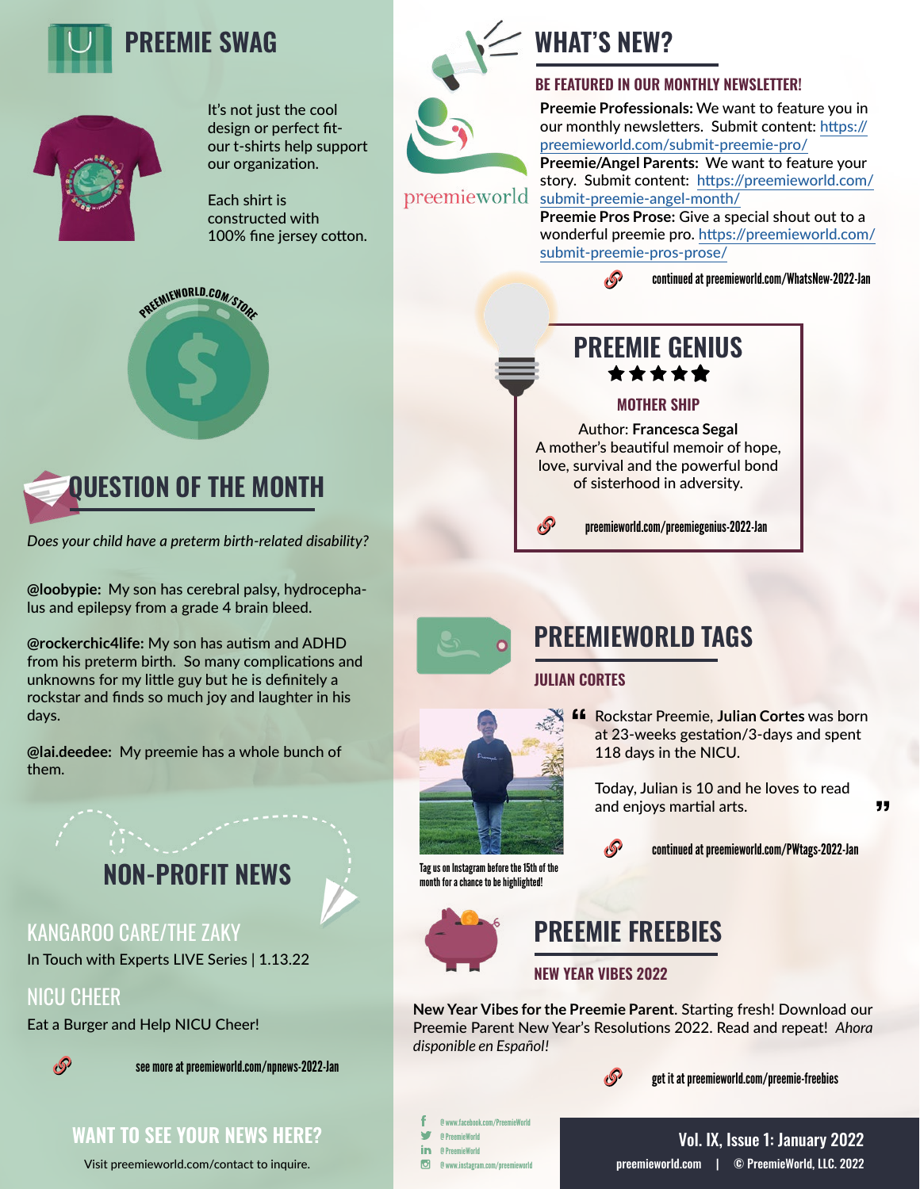## PREEMIE SWAG

It's not just the cool design or perfect fit- our t-shirts help support our organization.

Each shirt is constructed with 100% fine jersey cotton.

PREEMIEWORLD.COM/STORE

## QUESTION OF THE MONTH

*Does your child have a preterm birth-related disability?*

**@loobypie:** My son has cerebral palsy, hydrocephalus and epilepsy from a grade 4 brain bleed.

**@rockerchic4life:** My son has autism and ADHD from his preterm birth. So many complications and unknowns for my little guy but he is definitely a rockstar and finds so much joy and laughter in his days.

**@lai.deedee:** My preemie has a whole bunch of them.

## NON-PROFIT NEWS

### KANGAROO CARE/THE ZAKY

In Touch with Experts LIVE Series | 1.13.22

### NICU CHEER

Eat a Burger and Help NICU Cheer!

see more at preemieworld.com/npnews-2022-Jan

### WANT TO SEE YOUR NEWS HERE?

Visit preemieworld.com/contact to inquire.

## WHAT'S NEW?

### BE FEATURED IN OUR MONTHLY NEWSLETTER!

**Preemie Professionals:** We want to feature you in our monthly newsletters. Submit content: https://preemieworld.com/submit-preemie-pro/

**Preemie/Angel Parents:** We want to feature your story. Submit content: https://preemieworld.com/submit-preemie-angel-month/

**Preemie Pros Prose:** Give a special shout out to a wonderful preemie pro. https://preemieworld.com/submit-preemie-pros-prose/

continued at preemieworld.com/WhatsNew-2022-Jan

## PREEMIE GENIUS

★★★★★

### MOTHER SHIP

Author: **Francesca Segal**
A mother's beautiful memoir of hope, love, survival and the powerful bond of sisterhood in adversity.

preemieworld.com/preemiegenius-2022-Jan

## PREEMIEWORLD TAGS

### JULIAN CORTES

"Rockstar Preemie, **Julian Cortes** was born at 23-weeks gestation/3-days and spent 118 days in the NICU.

Today, Julian is 10 and he loves to read and enjoys martial arts."

Tag us on Instagram before the 15th of the month for a chance to be highlighted!

continued at preemieworld.com/PWtags-2022-Jan

## PREEMIE FREEBIES

### NEW YEAR VIBES 2022

**New Year Vibes for the Preemie Parent**. Starting fresh! Download our Preemie Parent New Year's Resolutions 2022. Read and repeat! *Ahora disponible en Español!*

get it at preemieworld.com/preemie-freebies

@www.facebook.com/PreemieWorld
@PreemieWorld
@PreemieWorld
@www.instagram.com/preemieworld

preemieworld.com | © PreemieWorld, LLC. 2022